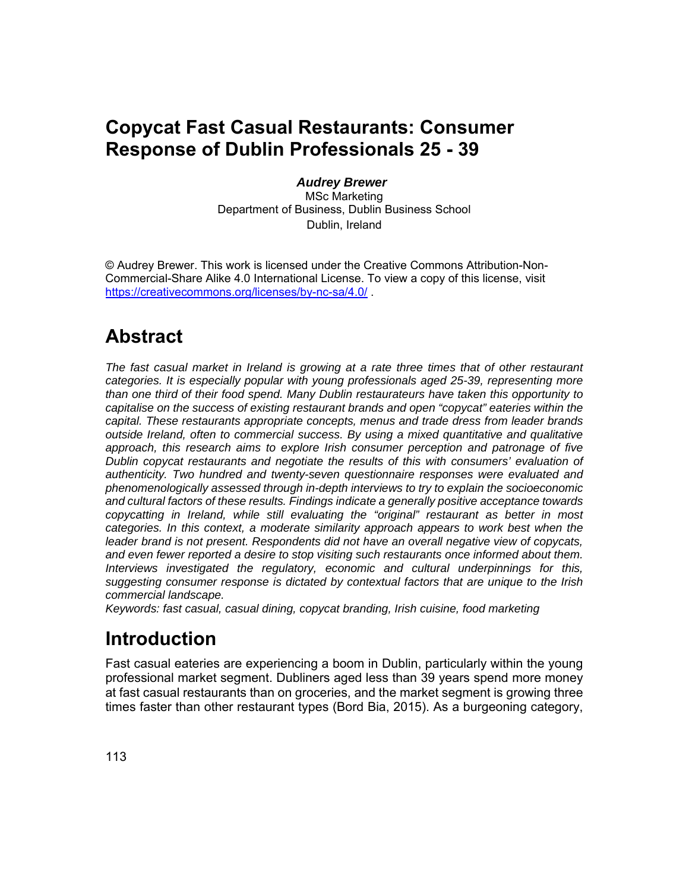# Copycat Fast Casual Restaurants: Consumer Response of Dublin Professionals 25 - 39

***Audrey Brewer***
MSc Marketing
Department of Business, Dublin Business School
Dublin, Ireland

© Audrey Brewer. This work is licensed under the Creative Commons Attribution-Non-Commercial-Share Alike 4.0 International License. To view a copy of this license, visit https://creativecommons.org/licenses/by-nc-sa/4.0/ .

## Abstract

*The fast casual market in Ireland is growing at a rate three times that of other restaurant categories. It is especially popular with young professionals aged 25-39, representing more than one third of their food spend. Many Dublin restaurateurs have taken this opportunity to capitalise on the success of existing restaurant brands and open "copycat" eateries within the capital. These restaurants appropriate concepts, menus and trade dress from leader brands outside Ireland, often to commercial success. By using a mixed quantitative and qualitative approach, this research aims to explore Irish consumer perception and patronage of five Dublin copycat restaurants and negotiate the results of this with consumers' evaluation of authenticity. Two hundred and twenty-seven questionnaire responses were evaluated and phenomenologically assessed through in-depth interviews to try to explain the socioeconomic and cultural factors of these results. Findings indicate a generally positive acceptance towards copycatting in Ireland, while still evaluating the "original" restaurant as better in most categories. In this context, a moderate similarity approach appears to work best when the leader brand is not present. Respondents did not have an overall negative view of copycats, and even fewer reported a desire to stop visiting such restaurants once informed about them. Interviews investigated the regulatory, economic and cultural underpinnings for this, suggesting consumer response is dictated by contextual factors that are unique to the Irish commercial landscape.*

*Keywords: fast casual, casual dining, copycat branding, Irish cuisine, food marketing*

## Introduction

Fast casual eateries are experiencing a boom in Dublin, particularly within the young professional market segment. Dubliners aged less than 39 years spend more money at fast casual restaurants than on groceries, and the market segment is growing three times faster than other restaurant types (Bord Bia, 2015). As a burgeoning category,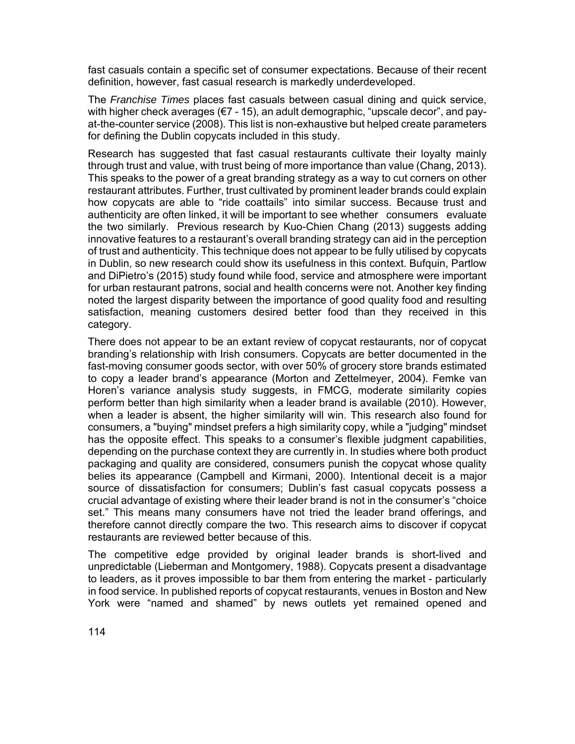fast casuals contain a specific set of consumer expectations. Because of their recent definition, however, fast casual research is markedly underdeveloped.

The *Franchise Times* places fast casuals between casual dining and quick service, with higher check averages (€7 - 15), an adult demographic, "upscale decor", and pay-at-the-counter service (2008). This list is non-exhaustive but helped create parameters for defining the Dublin copycats included in this study.

Research has suggested that fast casual restaurants cultivate their loyalty mainly through trust and value, with trust being of more importance than value (Chang, 2013). This speaks to the power of a great branding strategy as a way to cut corners on other restaurant attributes. Further, trust cultivated by prominent leader brands could explain how copycats are able to "ride coattails" into similar success. Because trust and authenticity are often linked, it will be important to see whether consumers evaluate the two similarly. Previous research by Kuo-Chien Chang (2013) suggests adding innovative features to a restaurant's overall branding strategy can aid in the perception of trust and authenticity. This technique does not appear to be fully utilised by copycats in Dublin, so new research could show its usefulness in this context. Bufquin, Partlow and DiPietro's (2015) study found while food, service and atmosphere were important for urban restaurant patrons, social and health concerns were not. Another key finding noted the largest disparity between the importance of good quality food and resulting satisfaction, meaning customers desired better food than they received in this category.

There does not appear to be an extant review of copycat restaurants, nor of copycat branding's relationship with Irish consumers. Copycats are better documented in the fast-moving consumer goods sector, with over 50% of grocery store brands estimated to copy a leader brand's appearance (Morton and Zettelmeyer, 2004). Femke van Horen's variance analysis study suggests, in FMCG, moderate similarity copies perform better than high similarity when a leader brand is available (2010). However, when a leader is absent, the higher similarity will win. This research also found for consumers, a "buying" mindset prefers a high similarity copy, while a "judging" mindset has the opposite effect. This speaks to a consumer's flexible judgment capabilities, depending on the purchase context they are currently in. In studies where both product packaging and quality are considered, consumers punish the copycat whose quality belies its appearance (Campbell and Kirmani, 2000). Intentional deceit is a major source of dissatisfaction for consumers; Dublin's fast casual copycats possess a crucial advantage of existing where their leader brand is not in the consumer's "choice set." This means many consumers have not tried the leader brand offerings, and therefore cannot directly compare the two. This research aims to discover if copycat restaurants are reviewed better because of this.

The competitive edge provided by original leader brands is short-lived and unpredictable (Lieberman and Montgomery, 1988). Copycats present a disadvantage to leaders, as it proves impossible to bar them from entering the market - particularly in food service. In published reports of copycat restaurants, venues in Boston and New York were "named and shamed" by news outlets yet remained opened and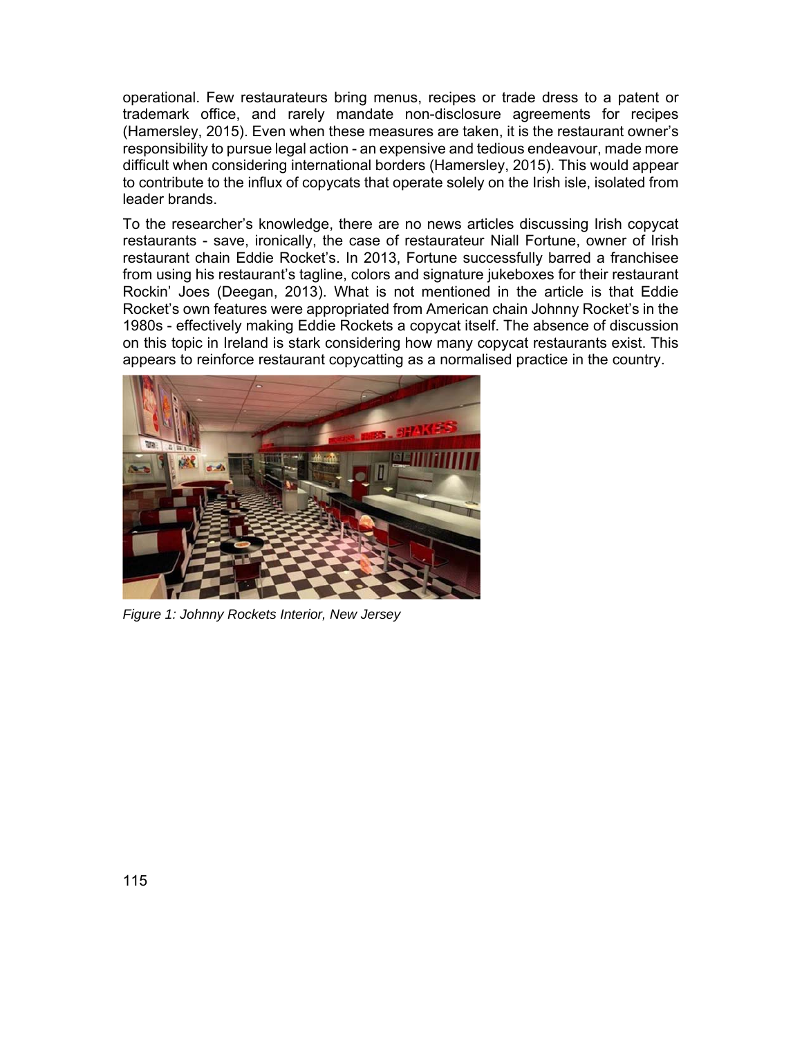operational. Few restaurateurs bring menus, recipes or trade dress to a patent or trademark office, and rarely mandate non-disclosure agreements for recipes (Hamersley, 2015). Even when these measures are taken, it is the restaurant owner's responsibility to pursue legal action - an expensive and tedious endeavour, made more difficult when considering international borders (Hamersley, 2015). This would appear to contribute to the influx of copycats that operate solely on the Irish isle, isolated from leader brands.

To the researcher's knowledge, there are no news articles discussing Irish copycat restaurants - save, ironically, the case of restaurateur Niall Fortune, owner of Irish restaurant chain Eddie Rocket's. In 2013, Fortune successfully barred a franchisee from using his restaurant's tagline, colors and signature jukeboxes for their restaurant Rockin' Joes (Deegan, 2013). What is not mentioned in the article is that Eddie Rocket's own features were appropriated from American chain Johnny Rocket's in the 1980s - effectively making Eddie Rockets a copycat itself. The absence of discussion on this topic in Ireland is stark considering how many copycat restaurants exist. This appears to reinforce restaurant copycatting as a normalised practice in the country.

*Figure 1: Johnny Rockets Interior, New Jersey*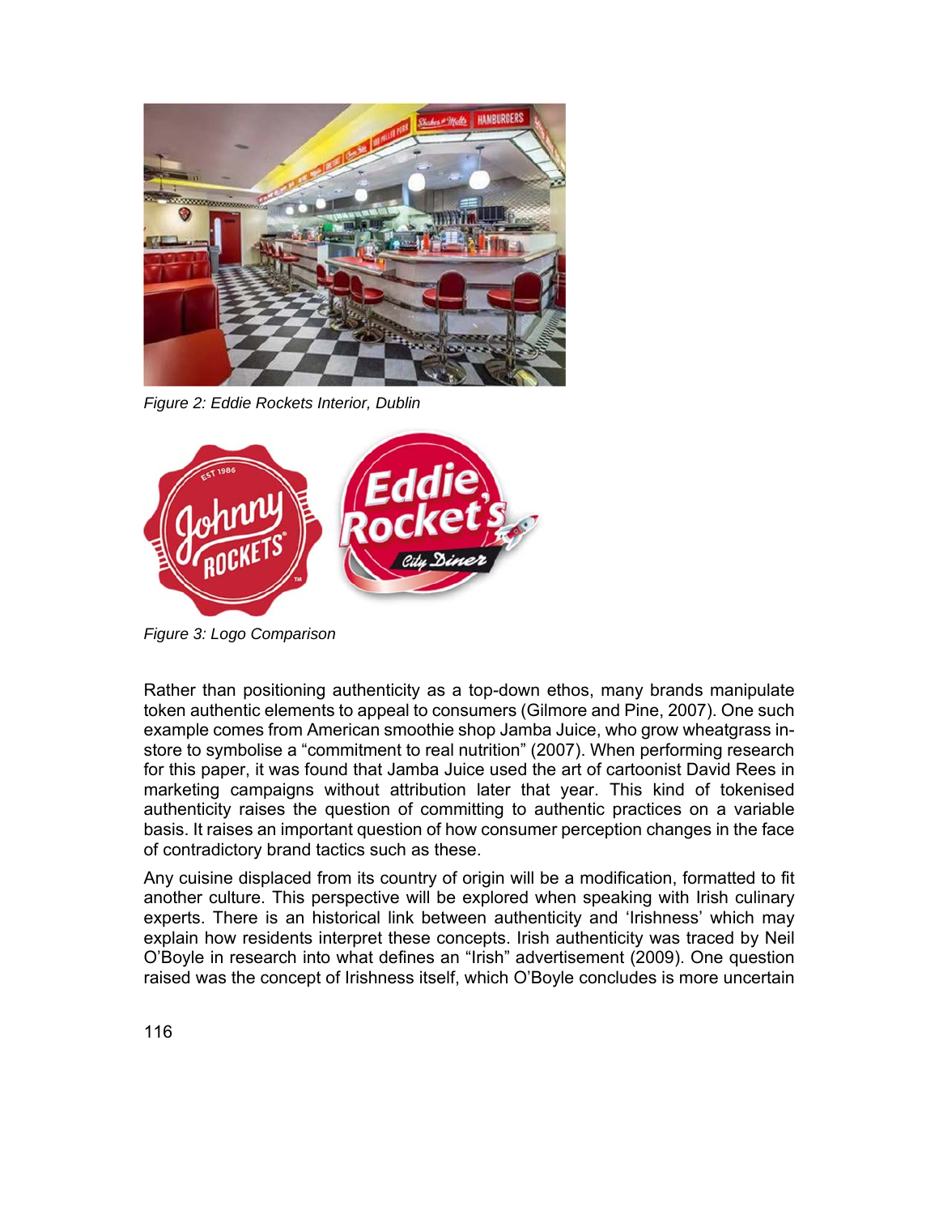*Figure 2: Eddie Rockets Interior, Dublin*

*Figure 3: Logo Comparison*

Rather than positioning authenticity as a top-down ethos, many brands manipulate token authentic elements to appeal to consumers (Gilmore and Pine, 2007). One such example comes from American smoothie shop Jamba Juice, who grow wheatgrass in-store to symbolise a "commitment to real nutrition" (2007). When performing research for this paper, it was found that Jamba Juice used the art of cartoonist David Rees in marketing campaigns without attribution later that year. This kind of tokenised authenticity raises the question of committing to authentic practices on a variable basis. It raises an important question of how consumer perception changes in the face of contradictory brand tactics such as these.

Any cuisine displaced from its country of origin will be a modification, formatted to fit another culture. This perspective will be explored when speaking with Irish culinary experts. There is an historical link between authenticity and 'Irishness' which may explain how residents interpret these concepts. Irish authenticity was traced by Neil O'Boyle in research into what defines an "Irish" advertisement (2009). One question raised was the concept of Irishness itself, which O'Boyle concludes is more uncertain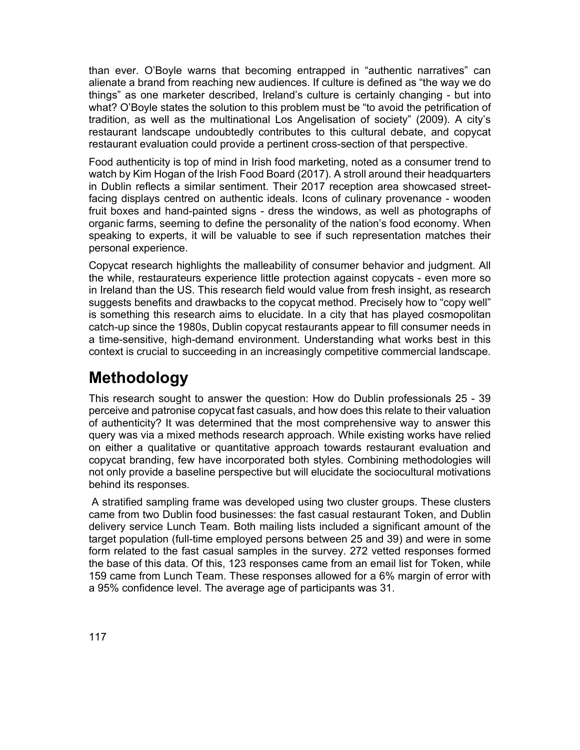than ever. O'Boyle warns that becoming entrapped in "authentic narratives" can alienate a brand from reaching new audiences. If culture is defined as "the way we do things" as one marketer described, Ireland's culture is certainly changing - but into what? O'Boyle states the solution to this problem must be "to avoid the petrification of tradition, as well as the multinational Los Angelisation of society" (2009). A city's restaurant landscape undoubtedly contributes to this cultural debate, and copycat restaurant evaluation could provide a pertinent cross-section of that perspective.

Food authenticity is top of mind in Irish food marketing, noted as a consumer trend to watch by Kim Hogan of the Irish Food Board (2017). A stroll around their headquarters in Dublin reflects a similar sentiment. Their 2017 reception area showcased street-facing displays centred on authentic ideals. Icons of culinary provenance - wooden fruit boxes and hand-painted signs - dress the windows, as well as photographs of organic farms, seeming to define the personality of the nation's food economy. When speaking to experts, it will be valuable to see if such representation matches their personal experience.

Copycat research highlights the malleability of consumer behavior and judgment. All the while, restaurateurs experience little protection against copycats - even more so in Ireland than the US. This research field would value from fresh insight, as research suggests benefits and drawbacks to the copycat method. Precisely how to "copy well" is something this research aims to elucidate. In a city that has played cosmopolitan catch-up since the 1980s, Dublin copycat restaurants appear to fill consumer needs in a time-sensitive, high-demand environment. Understanding what works best in this context is crucial to succeeding in an increasingly competitive commercial landscape.

# Methodology

This research sought to answer the question: How do Dublin professionals 25 - 39 perceive and patronise copycat fast casuals, and how does this relate to their valuation of authenticity? It was determined that the most comprehensive way to answer this query was via a mixed methods research approach. While existing works have relied on either a qualitative or quantitative approach towards restaurant evaluation and copycat branding, few have incorporated both styles. Combining methodologies will not only provide a baseline perspective but will elucidate the sociocultural motivations behind its responses.

A stratified sampling frame was developed using two cluster groups. These clusters came from two Dublin food businesses: the fast casual restaurant Token, and Dublin delivery service Lunch Team. Both mailing lists included a significant amount of the target population (full-time employed persons between 25 and 39) and were in some form related to the fast casual samples in the survey. 272 vetted responses formed the base of this data. Of this, 123 responses came from an email list for Token, while 159 came from Lunch Team. These responses allowed for a 6% margin of error with a 95% confidence level. The average age of participants was 31.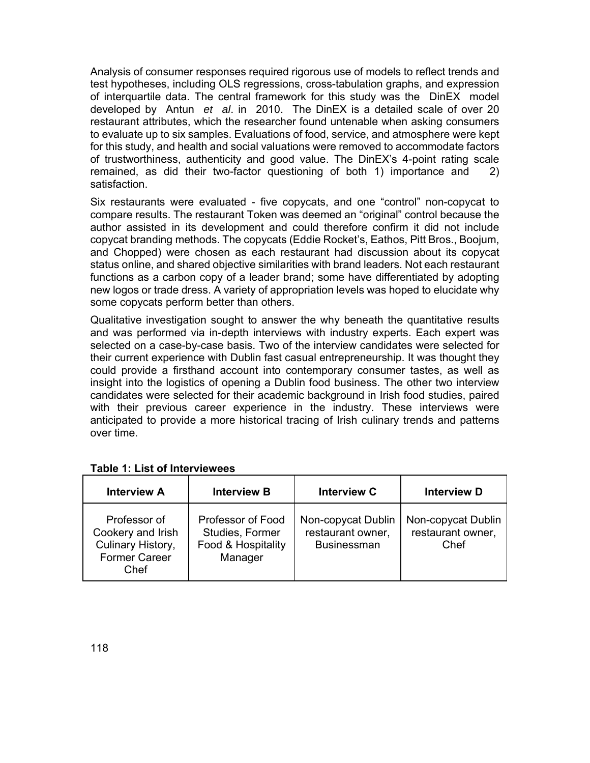Analysis of consumer responses required rigorous use of models to reflect trends and test hypotheses, including OLS regressions, cross-tabulation graphs, and expression of interquartile data. The central framework for this study was the DinEX model developed by Antun *et al*. in 2010. The DinEX is a detailed scale of over 20 restaurant attributes, which the researcher found untenable when asking consumers to evaluate up to six samples. Evaluations of food, service, and atmosphere were kept for this study, and health and social valuations were removed to accommodate factors of trustworthiness, authenticity and good value. The DinEX's 4-point rating scale remained, as did their two-factor questioning of both 1) importance and 2) satisfaction.

Six restaurants were evaluated - five copycats, and one "control" non-copycat to compare results. The restaurant Token was deemed an "original" control because the author assisted in its development and could therefore confirm it did not include copycat branding methods. The copycats (Eddie Rocket's, Eathos, Pitt Bros., Boojum, and Chopped) were chosen as each restaurant had discussion about its copycat status online, and shared objective similarities with brand leaders. Not each restaurant functions as a carbon copy of a leader brand; some have differentiated by adopting new logos or trade dress. A variety of appropriation levels was hoped to elucidate why some copycats perform better than others.

Qualitative investigation sought to answer the why beneath the quantitative results and was performed via in-depth interviews with industry experts. Each expert was selected on a case-by-case basis. Two of the interview candidates were selected for their current experience with Dublin fast casual entrepreneurship. It was thought they could provide a firsthand account into contemporary consumer tastes, as well as insight into the logistics of opening a Dublin food business. The other two interview candidates were selected for their academic background in Irish food studies, paired with their previous career experience in the industry. These interviews were anticipated to provide a more historical tracing of Irish culinary trends and patterns over time.

**Table 1: List of Interviewees**

| Interview A | Interview B | Interview C | Interview D |
|---|---|---|---|
| Professor of Cookery and Irish Culinary History, Former Career Chef | Professor of Food Studies, Former Food & Hospitality Manager | Non-copycat Dublin restaurant owner, Businessman | Non-copycat Dublin restaurant owner, Chef |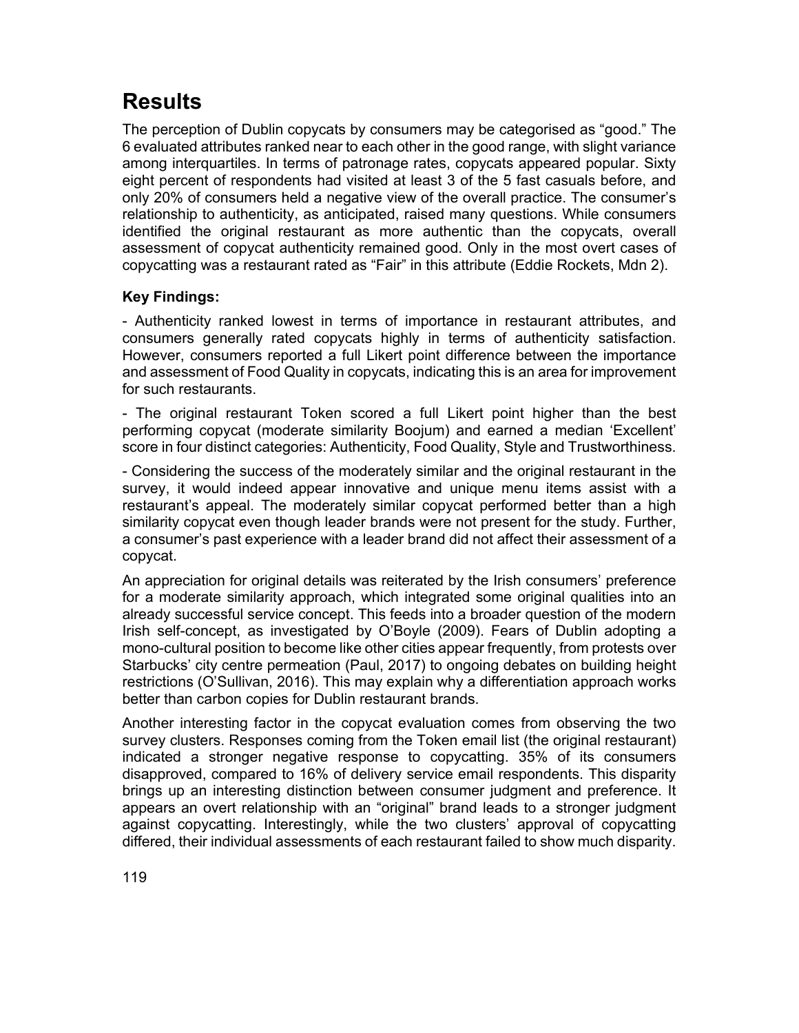# Results

The perception of Dublin copycats by consumers may be categorised as "good." The 6 evaluated attributes ranked near to each other in the good range, with slight variance among interquartiles. In terms of patronage rates, copycats appeared popular. Sixty eight percent of respondents had visited at least 3 of the 5 fast casuals before, and only 20% of consumers held a negative view of the overall practice. The consumer's relationship to authenticity, as anticipated, raised many questions. While consumers identified the original restaurant as more authentic than the copycats, overall assessment of copycat authenticity remained good. Only in the most overt cases of copycatting was a restaurant rated as "Fair" in this attribute (Eddie Rockets, Mdn 2).

**Key Findings:**

- Authenticity ranked lowest in terms of importance in restaurant attributes, and consumers generally rated copycats highly in terms of authenticity satisfaction. However, consumers reported a full Likert point difference between the importance and assessment of Food Quality in copycats, indicating this is an area for improvement for such restaurants.

- The original restaurant Token scored a full Likert point higher than the best performing copycat (moderate similarity Boojum) and earned a median 'Excellent' score in four distinct categories: Authenticity, Food Quality, Style and Trustworthiness.

- Considering the success of the moderately similar and the original restaurant in the survey, it would indeed appear innovative and unique menu items assist with a restaurant's appeal. The moderately similar copycat performed better than a high similarity copycat even though leader brands were not present for the study. Further, a consumer's past experience with a leader brand did not affect their assessment of a copycat.

An appreciation for original details was reiterated by the Irish consumers' preference for a moderate similarity approach, which integrated some original qualities into an already successful service concept. This feeds into a broader question of the modern Irish self-concept, as investigated by O'Boyle (2009). Fears of Dublin adopting a mono-cultural position to become like other cities appear frequently, from protests over Starbucks' city centre permeation (Paul, 2017) to ongoing debates on building height restrictions (O'Sullivan, 2016). This may explain why a differentiation approach works better than carbon copies for Dublin restaurant brands.

Another interesting factor in the copycat evaluation comes from observing the two survey clusters. Responses coming from the Token email list (the original restaurant) indicated a stronger negative response to copycatting. 35% of its consumers disapproved, compared to 16% of delivery service email respondents. This disparity brings up an interesting distinction between consumer judgment and preference. It appears an overt relationship with an "original" brand leads to a stronger judgment against copycatting. Interestingly, while the two clusters' approval of copycatting differed, their individual assessments of each restaurant failed to show much disparity.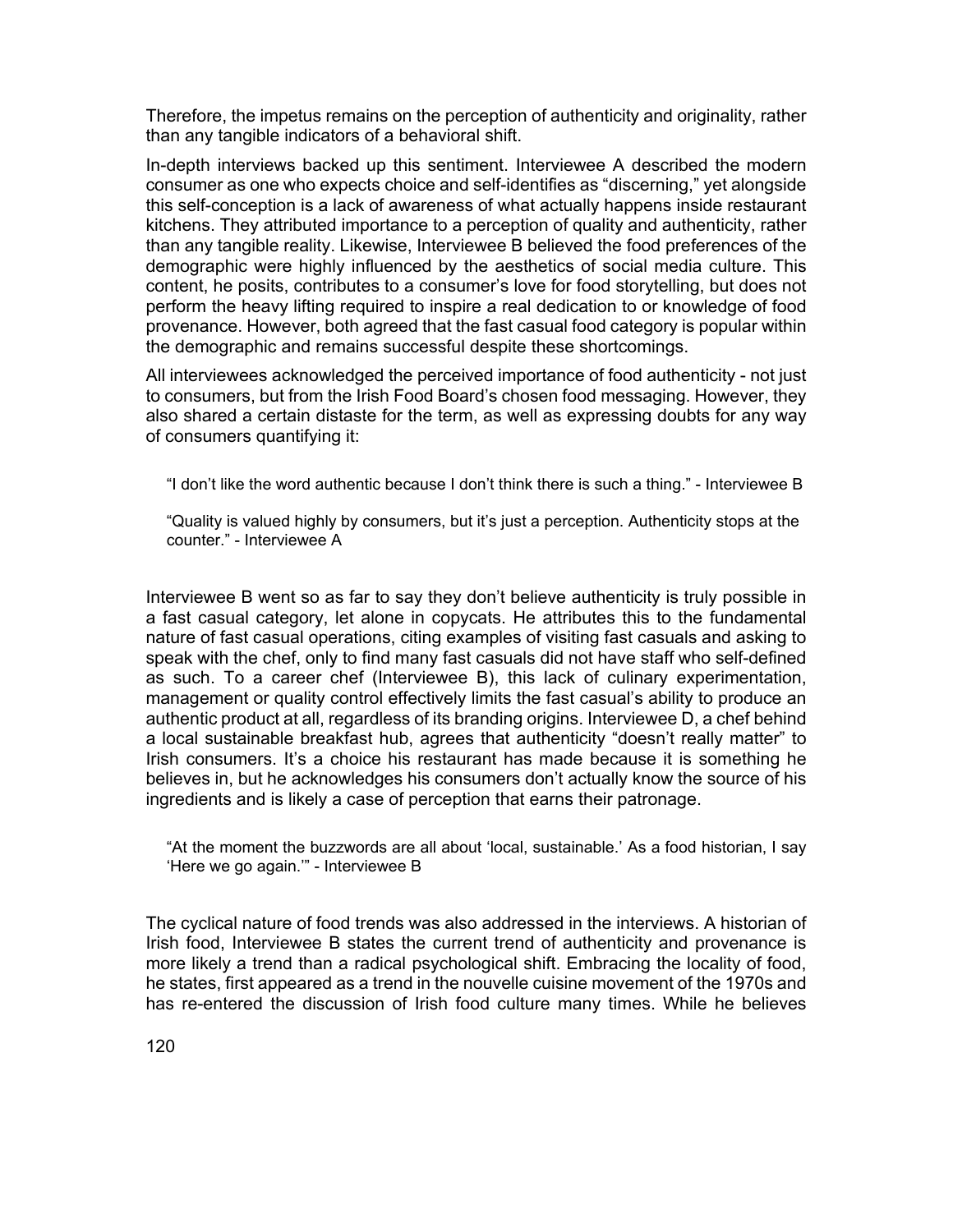Therefore, the impetus remains on the perception of authenticity and originality, rather than any tangible indicators of a behavioral shift.

In-depth interviews backed up this sentiment. Interviewee A described the modern consumer as one who expects choice and self-identifies as "discerning," yet alongside this self-conception is a lack of awareness of what actually happens inside restaurant kitchens. They attributed importance to a perception of quality and authenticity, rather than any tangible reality. Likewise, Interviewee B believed the food preferences of the demographic were highly influenced by the aesthetics of social media culture. This content, he posits, contributes to a consumer's love for food storytelling, but does not perform the heavy lifting required to inspire a real dedication to or knowledge of food provenance. However, both agreed that the fast casual food category is popular within the demographic and remains successful despite these shortcomings.

All interviewees acknowledged the perceived importance of food authenticity - not just to consumers, but from the Irish Food Board's chosen food messaging. However, they also shared a certain distaste for the term, as well as expressing doubts for any way of consumers quantifying it:

> "I don't like the word authentic because I don't think there is such a thing." - Interviewee B

> "Quality is valued highly by consumers, but it's just a perception. Authenticity stops at the counter." - Interviewee A

Interviewee B went so as far to say they don't believe authenticity is truly possible in a fast casual category, let alone in copycats. He attributes this to the fundamental nature of fast casual operations, citing examples of visiting fast casuals and asking to speak with the chef, only to find many fast casuals did not have staff who self-defined as such. To a career chef (Interviewee B), this lack of culinary experimentation, management or quality control effectively limits the fast casual's ability to produce an authentic product at all, regardless of its branding origins. Interviewee D, a chef behind a local sustainable breakfast hub, agrees that authenticity "doesn't really matter" to Irish consumers. It's a choice his restaurant has made because it is something he believes in, but he acknowledges his consumers don't actually know the source of his ingredients and is likely a case of perception that earns their patronage.

> "At the moment the buzzwords are all about 'local, sustainable.' As a food historian, I say 'Here we go again.'" - Interviewee B

The cyclical nature of food trends was also addressed in the interviews. A historian of Irish food, Interviewee B states the current trend of authenticity and provenance is more likely a trend than a radical psychological shift. Embracing the locality of food, he states, first appeared as a trend in the nouvelle cuisine movement of the 1970s and has re-entered the discussion of Irish food culture many times. While he believes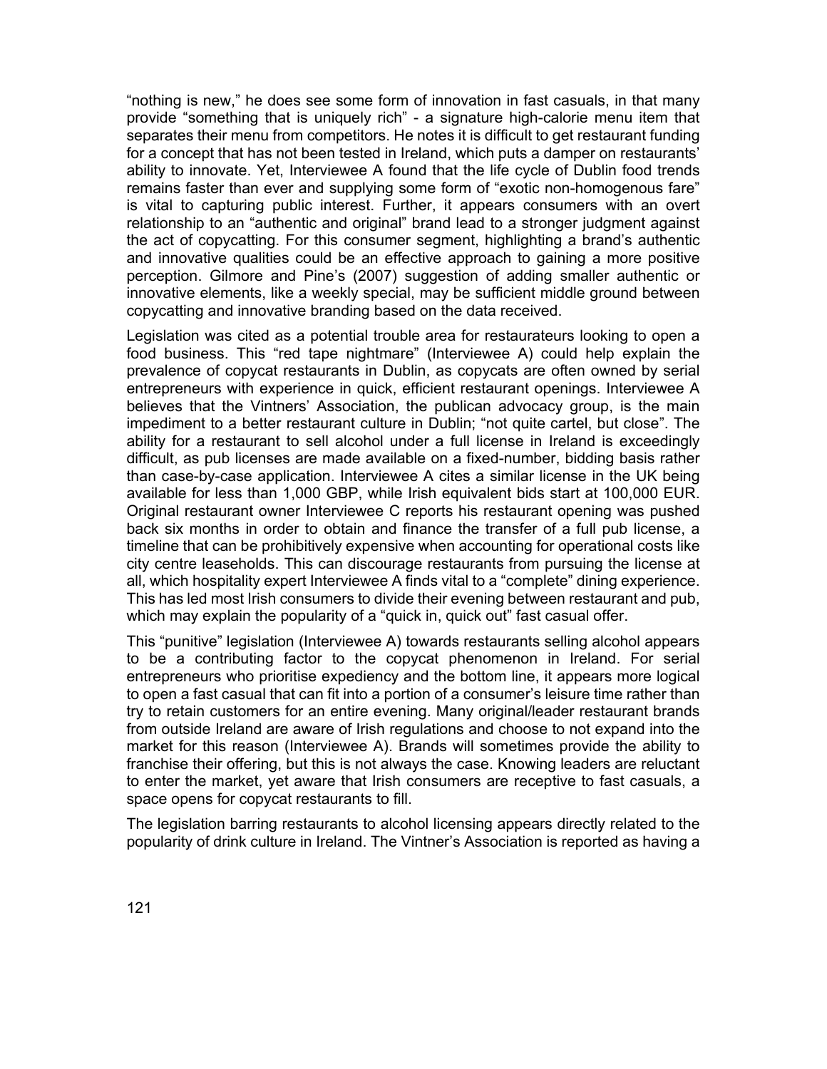"nothing is new," he does see some form of innovation in fast casuals, in that many provide "something that is uniquely rich" - a signature high-calorie menu item that separates their menu from competitors. He notes it is difficult to get restaurant funding for a concept that has not been tested in Ireland, which puts a damper on restaurants' ability to innovate. Yet, Interviewee A found that the life cycle of Dublin food trends remains faster than ever and supplying some form of "exotic non-homogenous fare" is vital to capturing public interest. Further, it appears consumers with an overt relationship to an "authentic and original" brand lead to a stronger judgment against the act of copycatting. For this consumer segment, highlighting a brand's authentic and innovative qualities could be an effective approach to gaining a more positive perception. Gilmore and Pine's (2007) suggestion of adding smaller authentic or innovative elements, like a weekly special, may be sufficient middle ground between copycatting and innovative branding based on the data received.

Legislation was cited as a potential trouble area for restaurateurs looking to open a food business. This "red tape nightmare" (Interviewee A) could help explain the prevalence of copycat restaurants in Dublin, as copycats are often owned by serial entrepreneurs with experience in quick, efficient restaurant openings. Interviewee A believes that the Vintners' Association, the publican advocacy group, is the main impediment to a better restaurant culture in Dublin; "not quite cartel, but close". The ability for a restaurant to sell alcohol under a full license in Ireland is exceedingly difficult, as pub licenses are made available on a fixed-number, bidding basis rather than case-by-case application. Interviewee A cites a similar license in the UK being available for less than 1,000 GBP, while Irish equivalent bids start at 100,000 EUR. Original restaurant owner Interviewee C reports his restaurant opening was pushed back six months in order to obtain and finance the transfer of a full pub license, a timeline that can be prohibitively expensive when accounting for operational costs like city centre leaseholds. This can discourage restaurants from pursuing the license at all, which hospitality expert Interviewee A finds vital to a "complete" dining experience. This has led most Irish consumers to divide their evening between restaurant and pub, which may explain the popularity of a "quick in, quick out" fast casual offer.

This "punitive" legislation (Interviewee A) towards restaurants selling alcohol appears to be a contributing factor to the copycat phenomenon in Ireland. For serial entrepreneurs who prioritise expediency and the bottom line, it appears more logical to open a fast casual that can fit into a portion of a consumer's leisure time rather than try to retain customers for an entire evening. Many original/leader restaurant brands from outside Ireland are aware of Irish regulations and choose to not expand into the market for this reason (Interviewee A). Brands will sometimes provide the ability to franchise their offering, but this is not always the case. Knowing leaders are reluctant to enter the market, yet aware that Irish consumers are receptive to fast casuals, a space opens for copycat restaurants to fill.

The legislation barring restaurants to alcohol licensing appears directly related to the popularity of drink culture in Ireland. The Vintner's Association is reported as having a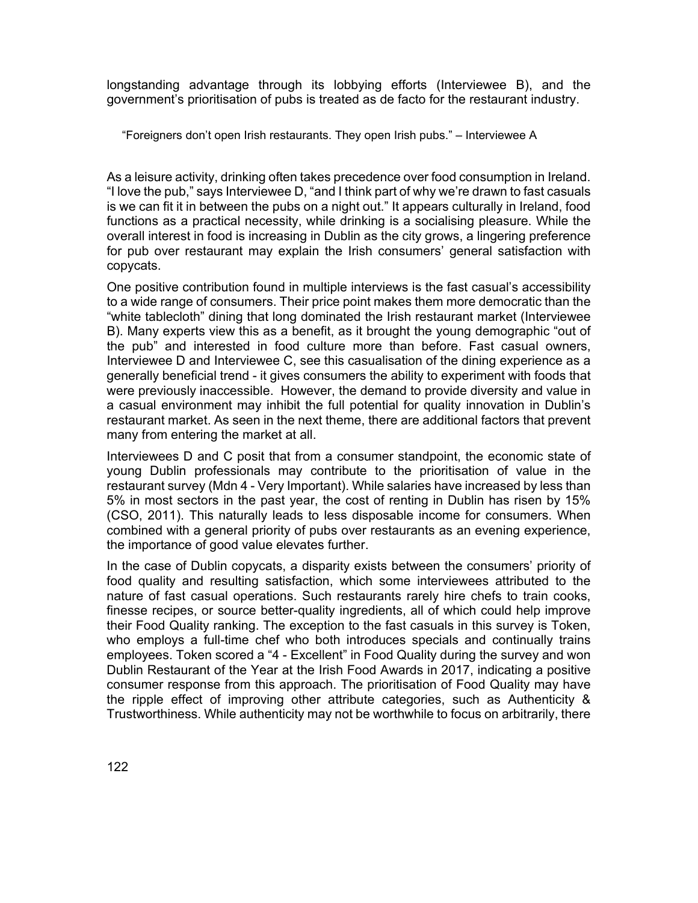longstanding advantage through its lobbying efforts (Interviewee B), and the government's prioritisation of pubs is treated as de facto for the restaurant industry.

> "Foreigners don't open Irish restaurants. They open Irish pubs." – Interviewee A

As a leisure activity, drinking often takes precedence over food consumption in Ireland. "I love the pub," says Interviewee D, "and I think part of why we're drawn to fast casuals is we can fit it in between the pubs on a night out." It appears culturally in Ireland, food functions as a practical necessity, while drinking is a socialising pleasure. While the overall interest in food is increasing in Dublin as the city grows, a lingering preference for pub over restaurant may explain the Irish consumers' general satisfaction with copycats.

One positive contribution found in multiple interviews is the fast casual's accessibility to a wide range of consumers. Their price point makes them more democratic than the "white tablecloth" dining that long dominated the Irish restaurant market (Interviewee B). Many experts view this as a benefit, as it brought the young demographic "out of the pub" and interested in food culture more than before. Fast casual owners, Interviewee D and Interviewee C, see this casualisation of the dining experience as a generally beneficial trend - it gives consumers the ability to experiment with foods that were previously inaccessible. However, the demand to provide diversity and value in a casual environment may inhibit the full potential for quality innovation in Dublin's restaurant market. As seen in the next theme, there are additional factors that prevent many from entering the market at all.

Interviewees D and C posit that from a consumer standpoint, the economic state of young Dublin professionals may contribute to the prioritisation of value in the restaurant survey (Mdn 4 - Very Important). While salaries have increased by less than 5% in most sectors in the past year, the cost of renting in Dublin has risen by 15% (CSO, 2011). This naturally leads to less disposable income for consumers. When combined with a general priority of pubs over restaurants as an evening experience, the importance of good value elevates further.

In the case of Dublin copycats, a disparity exists between the consumers' priority of food quality and resulting satisfaction, which some interviewees attributed to the nature of fast casual operations. Such restaurants rarely hire chefs to train cooks, finesse recipes, or source better-quality ingredients, all of which could help improve their Food Quality ranking. The exception to the fast casuals in this survey is Token, who employs a full-time chef who both introduces specials and continually trains employees. Token scored a "4 - Excellent" in Food Quality during the survey and won Dublin Restaurant of the Year at the Irish Food Awards in 2017, indicating a positive consumer response from this approach. The prioritisation of Food Quality may have the ripple effect of improving other attribute categories, such as Authenticity & Trustworthiness. While authenticity may not be worthwhile to focus on arbitrarily, there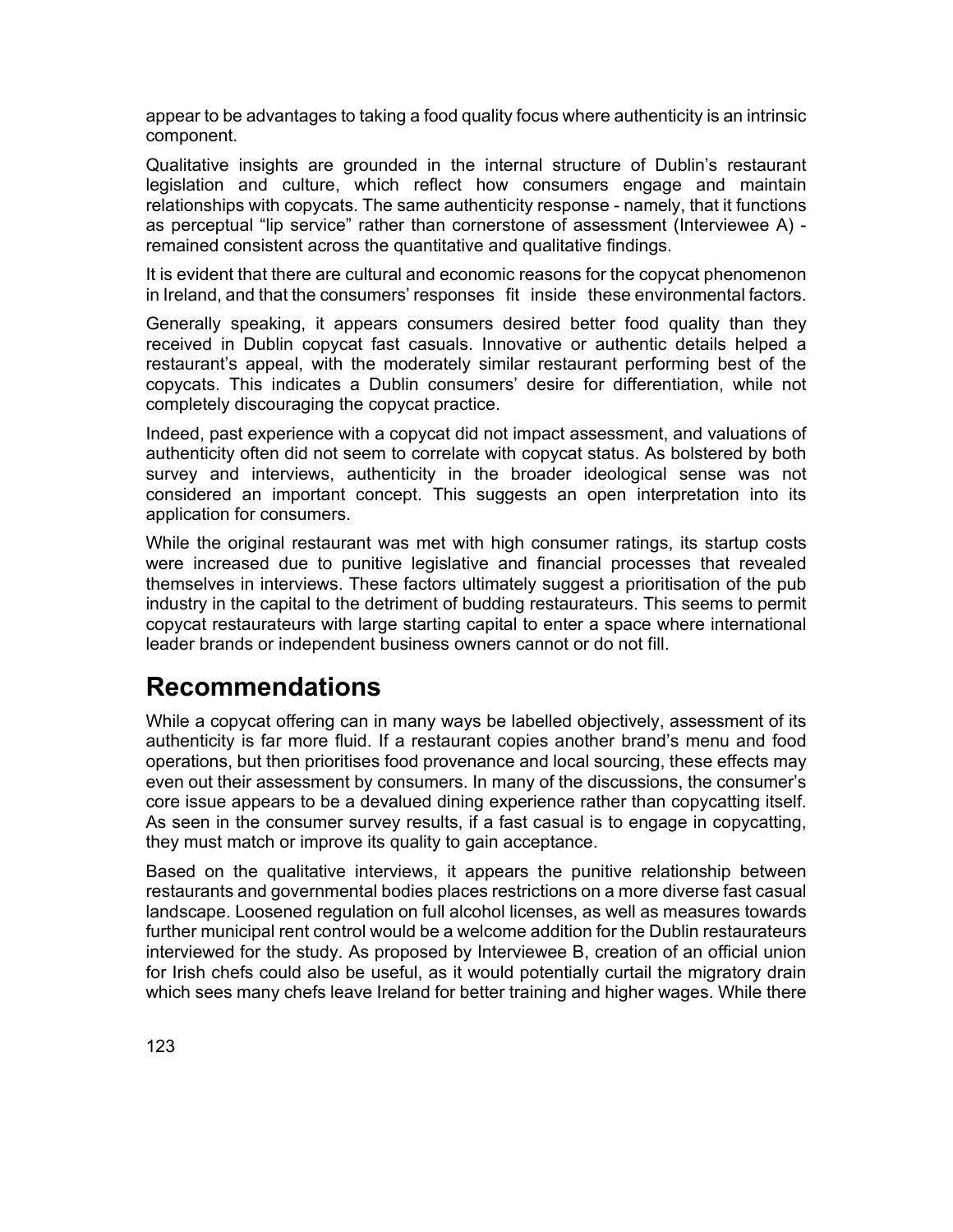appear to be advantages to taking a food quality focus where authenticity is an intrinsic component.

Qualitative insights are grounded in the internal structure of Dublin's restaurant legislation and culture, which reflect how consumers engage and maintain relationships with copycats. The same authenticity response - namely, that it functions as perceptual "lip service" rather than cornerstone of assessment (Interviewee A) - remained consistent across the quantitative and qualitative findings.

It is evident that there are cultural and economic reasons for the copycat phenomenon in Ireland, and that the consumers' responses fit inside these environmental factors.

Generally speaking, it appears consumers desired better food quality than they received in Dublin copycat fast casuals. Innovative or authentic details helped a restaurant's appeal, with the moderately similar restaurant performing best of the copycats. This indicates a Dublin consumers' desire for differentiation, while not completely discouraging the copycat practice.

Indeed, past experience with a copycat did not impact assessment, and valuations of authenticity often did not seem to correlate with copycat status. As bolstered by both survey and interviews, authenticity in the broader ideological sense was not considered an important concept. This suggests an open interpretation into its application for consumers.

While the original restaurant was met with high consumer ratings, its startup costs were increased due to punitive legislative and financial processes that revealed themselves in interviews. These factors ultimately suggest a prioritisation of the pub industry in the capital to the detriment of budding restaurateurs. This seems to permit copycat restaurateurs with large starting capital to enter a space where international leader brands or independent business owners cannot or do not fill.

# Recommendations

While a copycat offering can in many ways be labelled objectively, assessment of its authenticity is far more fluid. If a restaurant copies another brand's menu and food operations, but then prioritises food provenance and local sourcing, these effects may even out their assessment by consumers. In many of the discussions, the consumer's core issue appears to be a devalued dining experience rather than copycatting itself. As seen in the consumer survey results, if a fast casual is to engage in copycatting, they must match or improve its quality to gain acceptance.

Based on the qualitative interviews, it appears the punitive relationship between restaurants and governmental bodies places restrictions on a more diverse fast casual landscape. Loosened regulation on full alcohol licenses, as well as measures towards further municipal rent control would be a welcome addition for the Dublin restaurateurs interviewed for the study. As proposed by Interviewee B, creation of an official union for Irish chefs could also be useful, as it would potentially curtail the migratory drain which sees many chefs leave Ireland for better training and higher wages. While there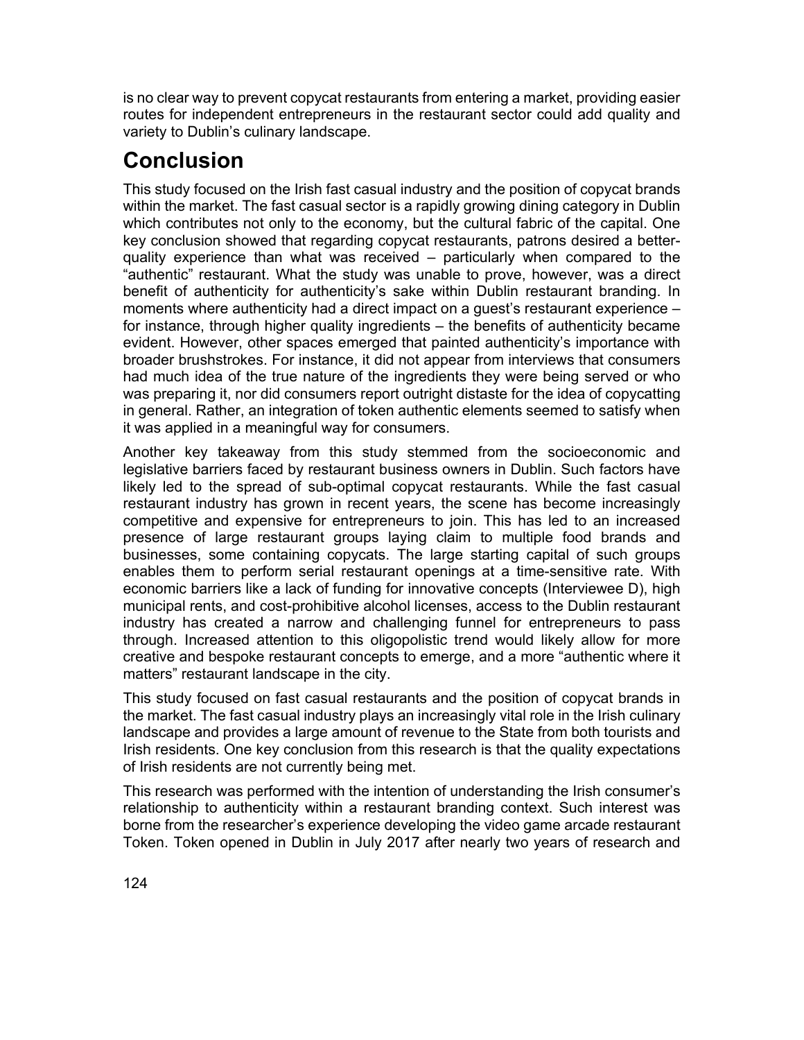is no clear way to prevent copycat restaurants from entering a market, providing easier routes for independent entrepreneurs in the restaurant sector could add quality and variety to Dublin's culinary landscape.

# Conclusion

This study focused on the Irish fast casual industry and the position of copycat brands within the market. The fast casual sector is a rapidly growing dining category in Dublin which contributes not only to the economy, but the cultural fabric of the capital. One key conclusion showed that regarding copycat restaurants, patrons desired a better-quality experience than what was received – particularly when compared to the "authentic" restaurant. What the study was unable to prove, however, was a direct benefit of authenticity for authenticity's sake within Dublin restaurant branding. In moments where authenticity had a direct impact on a guest's restaurant experience – for instance, through higher quality ingredients – the benefits of authenticity became evident. However, other spaces emerged that painted authenticity's importance with broader brushstrokes. For instance, it did not appear from interviews that consumers had much idea of the true nature of the ingredients they were being served or who was preparing it, nor did consumers report outright distaste for the idea of copycatting in general. Rather, an integration of token authentic elements seemed to satisfy when it was applied in a meaningful way for consumers.

Another key takeaway from this study stemmed from the socioeconomic and legislative barriers faced by restaurant business owners in Dublin. Such factors have likely led to the spread of sub-optimal copycat restaurants. While the fast casual restaurant industry has grown in recent years, the scene has become increasingly competitive and expensive for entrepreneurs to join. This has led to an increased presence of large restaurant groups laying claim to multiple food brands and businesses, some containing copycats. The large starting capital of such groups enables them to perform serial restaurant openings at a time-sensitive rate. With economic barriers like a lack of funding for innovative concepts (Interviewee D), high municipal rents, and cost-prohibitive alcohol licenses, access to the Dublin restaurant industry has created a narrow and challenging funnel for entrepreneurs to pass through. Increased attention to this oligopolistic trend would likely allow for more creative and bespoke restaurant concepts to emerge, and a more "authentic where it matters" restaurant landscape in the city.

This study focused on fast casual restaurants and the position of copycat brands in the market. The fast casual industry plays an increasingly vital role in the Irish culinary landscape and provides a large amount of revenue to the State from both tourists and Irish residents. One key conclusion from this research is that the quality expectations of Irish residents are not currently being met.

This research was performed with the intention of understanding the Irish consumer's relationship to authenticity within a restaurant branding context. Such interest was borne from the researcher's experience developing the video game arcade restaurant Token. Token opened in Dublin in July 2017 after nearly two years of research and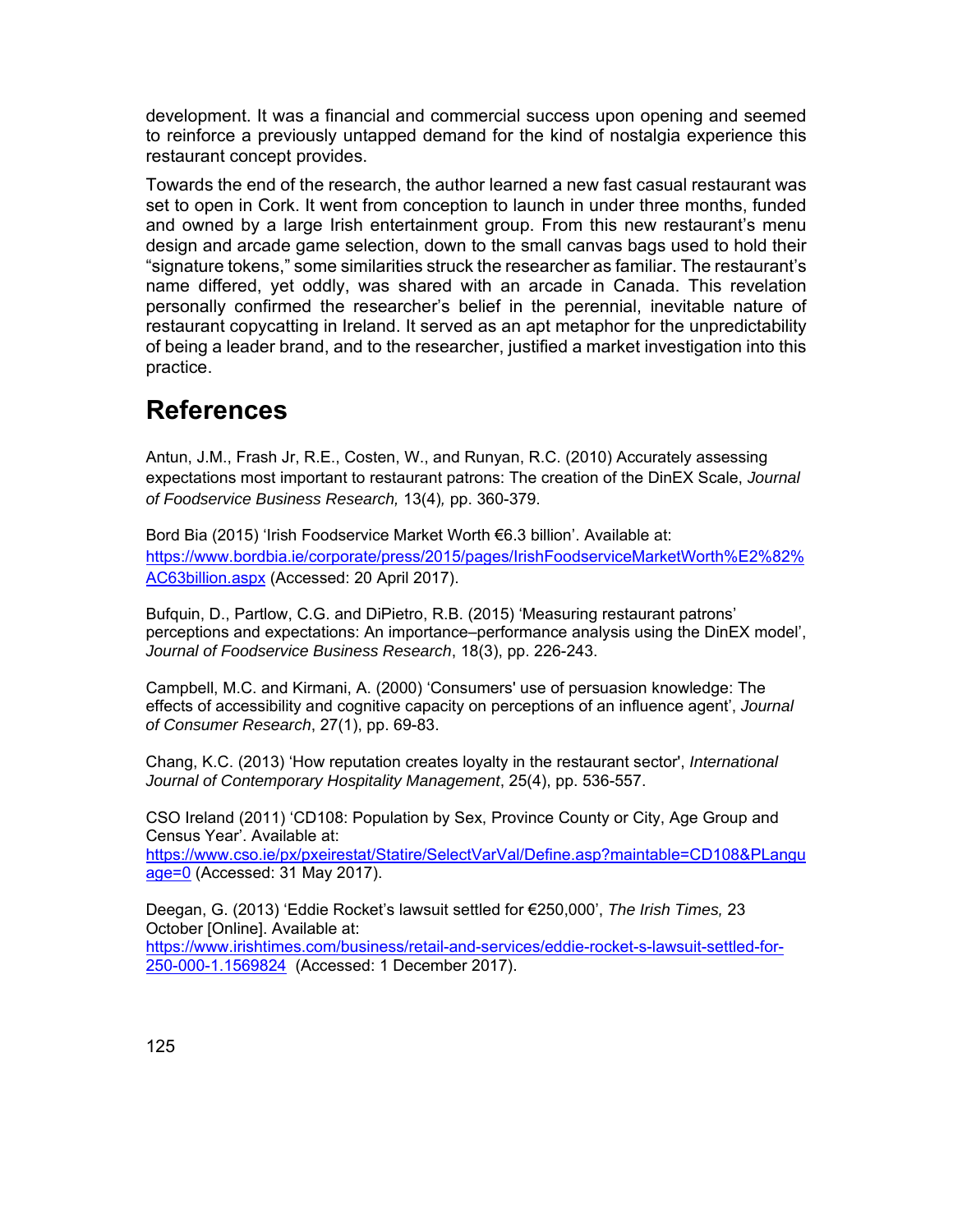development. It was a financial and commercial success upon opening and seemed to reinforce a previously untapped demand for the kind of nostalgia experience this restaurant concept provides.

Towards the end of the research, the author learned a new fast casual restaurant was set to open in Cork. It went from conception to launch in under three months, funded and owned by a large Irish entertainment group. From this new restaurant's menu design and arcade game selection, down to the small canvas bags used to hold their "signature tokens," some similarities struck the researcher as familiar. The restaurant's name differed, yet oddly, was shared with an arcade in Canada. This revelation personally confirmed the researcher's belief in the perennial, inevitable nature of restaurant copycatting in Ireland. It served as an apt metaphor for the unpredictability of being a leader brand, and to the researcher, justified a market investigation into this practice.

# References

Antun, J.M., Frash Jr, R.E., Costen, W., and Runyan, R.C. (2010) Accurately assessing expectations most important to restaurant patrons: The creation of the DinEX Scale, *Journal of Foodservice Business Research,* 13(4)*,* pp. 360-379.

Bord Bia (2015) 'Irish Foodservice Market Worth €6.3 billion'. Available at: https://www.bordbia.ie/corporate/press/2015/pages/IrishFoodserviceMarketWorth%E2%82%AC63billion.aspx (Accessed: 20 April 2017).

Bufquin, D., Partlow, C.G. and DiPietro, R.B. (2015) 'Measuring restaurant patrons' perceptions and expectations: An importance–performance analysis using the DinEX model', *Journal of Foodservice Business Research*, 18(3), pp. 226-243.

Campbell, M.C. and Kirmani, A. (2000) 'Consumers' use of persuasion knowledge: The effects of accessibility and cognitive capacity on perceptions of an influence agent', *Journal of Consumer Research*, 27(1), pp. 69-83.

Chang, K.C. (2013) 'How reputation creates loyalty in the restaurant sector', *International Journal of Contemporary Hospitality Management*, 25(4), pp. 536-557.

CSO Ireland (2011) 'CD108: Population by Sex, Province County or City, Age Group and Census Year'. Available at: https://www.cso.ie/px/pxeirestat/Statire/SelectVarVal/Define.asp?maintable=CD108&PLanguage=0 (Accessed: 31 May 2017).

Deegan, G. (2013) 'Eddie Rocket's lawsuit settled for €250,000', *The Irish Times,* 23 October [Online]. Available at: https://www.irishtimes.com/business/retail-and-services/eddie-rocket-s-lawsuit-settled-for-250-000-1.1569824 (Accessed: 1 December 2017).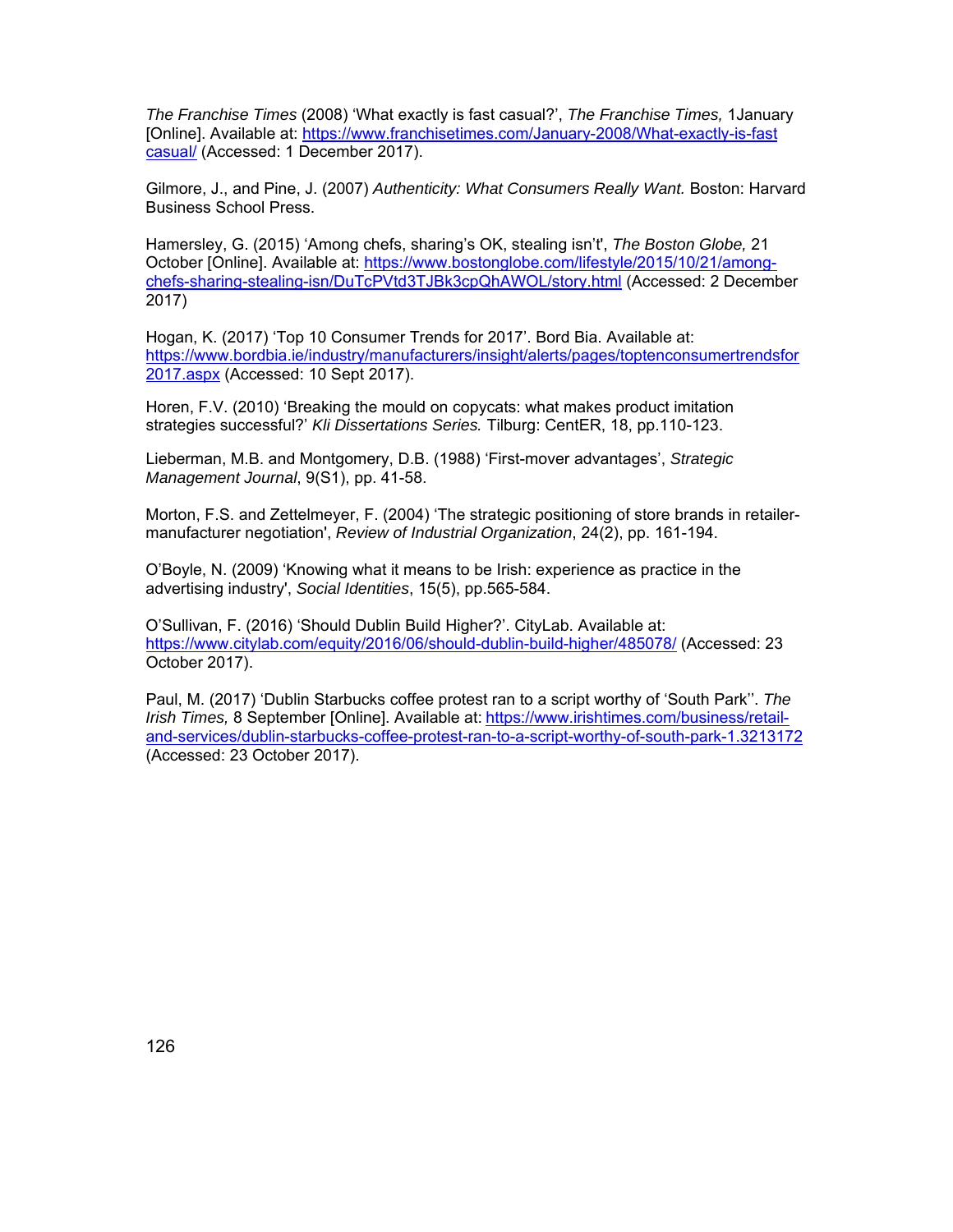*The Franchise Times* (2008) 'What exactly is fast casual?', *The Franchise Times,* 1January [Online]. Available at: https://www.franchisetimes.com/January-2008/What-exactly-is-fast casual/ (Accessed: 1 December 2017).

Gilmore, J., and Pine, J. (2007) *Authenticity: What Consumers Really Want.* Boston: Harvard Business School Press.

Hamersley, G. (2015) 'Among chefs, sharing's OK, stealing isn't', *The Boston Globe,* 21 October [Online]. Available at: https://www.bostonglobe.com/lifestyle/2015/10/21/among-chefs-sharing-stealing-isn/DuTcPVtd3TJBk3cpQhAWOL/story.html (Accessed: 2 December 2017)

Hogan, K. (2017) 'Top 10 Consumer Trends for 2017'. Bord Bia. Available at: https://www.bordbia.ie/industry/manufacturers/insight/alerts/pages/toptenconsumertrendsfor2017.aspx (Accessed: 10 Sept 2017).

Horen, F.V. (2010) 'Breaking the mould on copycats: what makes product imitation strategies successful?' *Kli Dissertations Series.* Tilburg: CentER, 18, pp.110-123.

Lieberman, M.B. and Montgomery, D.B. (1988) 'First-mover advantages', *Strategic Management Journal*, 9(S1), pp. 41-58.

Morton, F.S. and Zettelmeyer, F. (2004) 'The strategic positioning of store brands in retailer-manufacturer negotiation', *Review of Industrial Organization*, 24(2), pp. 161-194.

O'Boyle, N. (2009) 'Knowing what it means to be Irish: experience as practice in the advertising industry', *Social Identities*, 15(5), pp.565-584.

O'Sullivan, F. (2016) 'Should Dublin Build Higher?'. CityLab. Available at: https://www.citylab.com/equity/2016/06/should-dublin-build-higher/485078/ (Accessed: 23 October 2017).

Paul, M. (2017) 'Dublin Starbucks coffee protest ran to a script worthy of 'South Park''. *The Irish Times,* 8 September [Online]. Available at: https://www.irishtimes.com/business/retail-and-services/dublin-starbucks-coffee-protest-ran-to-a-script-worthy-of-south-park-1.3213172 (Accessed: 23 October 2017).